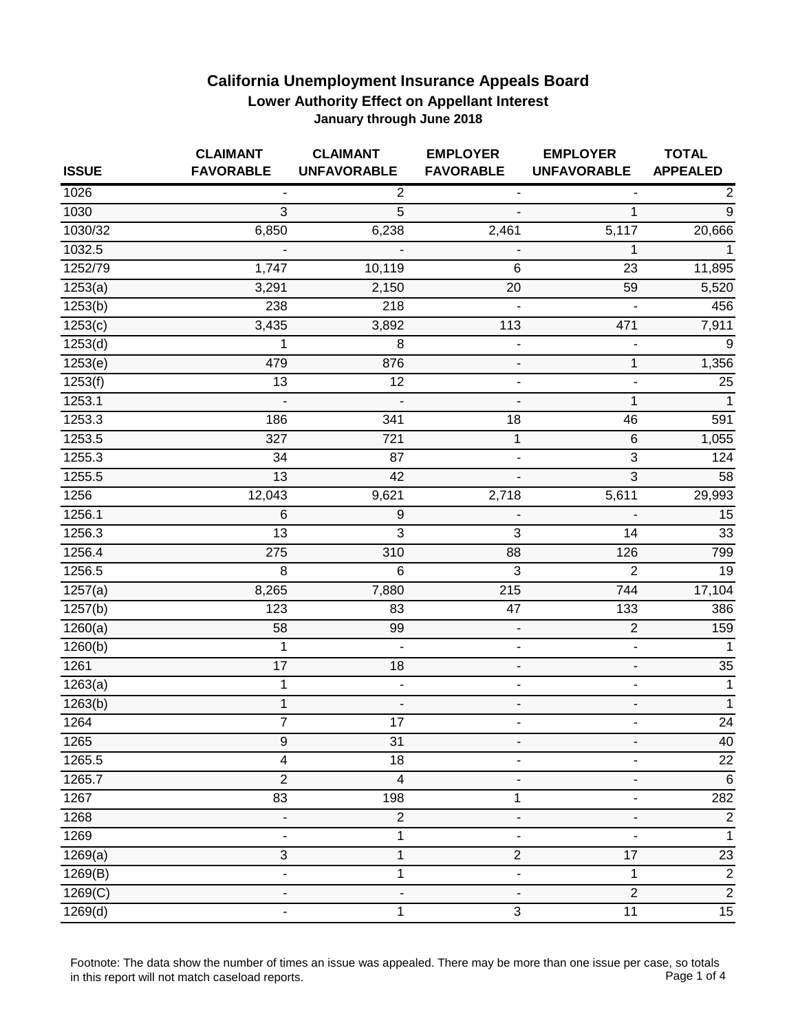# California Unemployment Insurance Appeals Board

## Lower Authority Effect on Appellant Interest

### January through June 2018

| ISSUE | CLAIMANT FAVORABLE | CLAIMANT UNFAVORABLE | EMPLOYER FAVORABLE | EMPLOYER UNFAVORABLE | TOTAL APPEALED |
|---|---|---|---|---|---|
| 1026 | - | 2 | - | - | 2 |
| 1030 | 3 | 5 | - | 1 | 9 |
| 1030/32 | 6,850 | 6,238 | 2,461 | 5,117 | 20,666 |
| 1032.5 | - | - | - | 1 | 1 |
| 1252/79 | 1,747 | 10,119 | 6 | 23 | 11,895 |
| 1253(a) | 3,291 | 2,150 | 20 | 59 | 5,520 |
| 1253(b) | 238 | 218 | - | - | 456 |
| 1253(c) | 3,435 | 3,892 | 113 | 471 | 7,911 |
| 1253(d) | 1 | 8 | - | - | 9 |
| 1253(e) | 479 | 876 | - | 1 | 1,356 |
| 1253(f) | 13 | 12 | - | - | 25 |
| 1253.1 | - | - | - | 1 | 1 |
| 1253.3 | 186 | 341 | 18 | 46 | 591 |
| 1253.5 | 327 | 721 | 1 | 6 | 1,055 |
| 1255.3 | 34 | 87 | - | 3 | 124 |
| 1255.5 | 13 | 42 | - | 3 | 58 |
| 1256 | 12,043 | 9,621 | 2,718 | 5,611 | 29,993 |
| 1256.1 | 6 | 9 | - | - | 15 |
| 1256.3 | 13 | 3 | 3 | 14 | 33 |
| 1256.4 | 275 | 310 | 88 | 126 | 799 |
| 1256.5 | 8 | 6 | 3 | 2 | 19 |
| 1257(a) | 8,265 | 7,880 | 215 | 744 | 17,104 |
| 1257(b) | 123 | 83 | 47 | 133 | 386 |
| 1260(a) | 58 | 99 | - | 2 | 159 |
| 1260(b) | 1 | - | - | - | 1 |
| 1261 | 17 | 18 | - | - | 35 |
| 1263(a) | 1 | - | - | - | 1 |
| 1263(b) | 1 | - | - | - | 1 |
| 1264 | 7 | 17 | - | - | 24 |
| 1265 | 9 | 31 | - | - | 40 |
| 1265.5 | 4 | 18 | - | - | 22 |
| 1265.7 | 2 | 4 | - | - | 6 |
| 1267 | 83 | 198 | 1 | - | 282 |
| 1268 | - | 2 | - | - | 2 |
| 1269 | - | 1 | - | - | 1 |
| 1269(a) | 3 | 1 | 2 | 17 | 23 |
| 1269(B) | - | 1 | - | 1 | 2 |
| 1269(C) | - | - | - | 2 | 2 |
| 1269(d) | - | 1 | 3 | 11 | 15 |

Footnote: The data show the number of times an issue was appealed. There may be more than one issue per case, so totals in this report will not match caseload reports.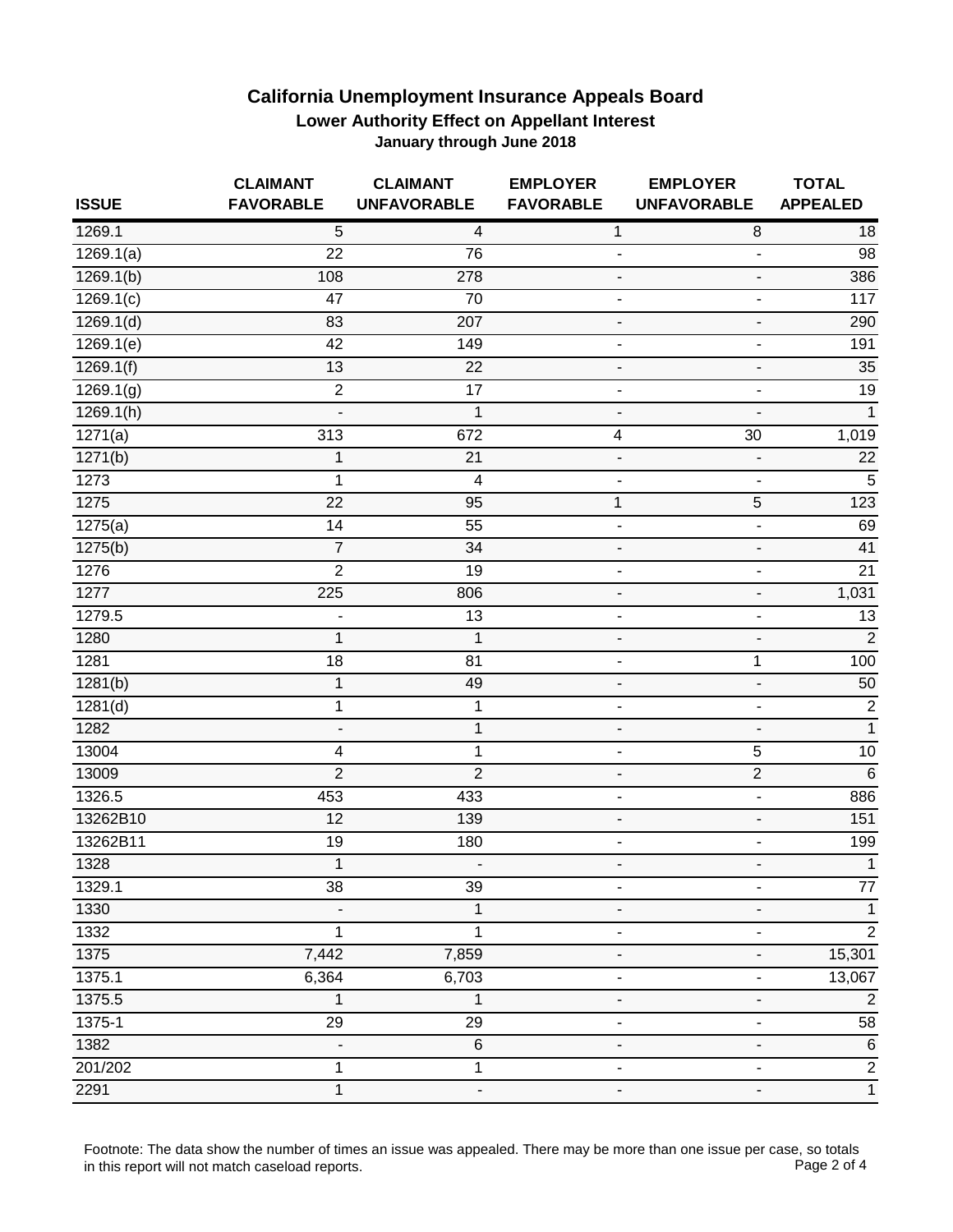# California Unemployment Insurance Appeals Board

## Lower Authority Effect on Appellant Interest

### January through June 2018

| ISSUE | CLAIMANT FAVORABLE | CLAIMANT UNFAVORABLE | EMPLOYER FAVORABLE | EMPLOYER UNFAVORABLE | TOTAL APPEALED |
|---|---|---|---|---|---|
| 1269.1 | 5 | 4 | 1 | 8 | 18 |
| 1269.1(a) | 22 | 76 | - | - | 98 |
| 1269.1(b) | 108 | 278 | - | - | 386 |
| 1269.1(c) | 47 | 70 | - | - | 117 |
| 1269.1(d) | 83 | 207 | - | - | 290 |
| 1269.1(e) | 42 | 149 | - | - | 191 |
| 1269.1(f) | 13 | 22 | - | - | 35 |
| 1269.1(g) | 2 | 17 | - | - | 19 |
| 1269.1(h) | - | 1 | - | - | 1 |
| 1271(a) | 313 | 672 | 4 | 30 | 1,019 |
| 1271(b) | 1 | 21 | - | - | 22 |
| 1273 | 1 | 4 | - | - | 5 |
| 1275 | 22 | 95 | 1 | 5 | 123 |
| 1275(a) | 14 | 55 | - | - | 69 |
| 1275(b) | 7 | 34 | - | - | 41 |
| 1276 | 2 | 19 | - | - | 21 |
| 1277 | 225 | 806 | - | - | 1,031 |
| 1279.5 | - | 13 | - | - | 13 |
| 1280 | 1 | 1 | - | - | 2 |
| 1281 | 18 | 81 | - | 1 | 100 |
| 1281(b) | 1 | 49 | - | - | 50 |
| 1281(d) | 1 | 1 | - | - | 2 |
| 1282 | - | 1 | - | - | 1 |
| 13004 | 4 | 1 | - | 5 | 10 |
| 13009 | 2 | 2 | - | 2 | 6 |
| 1326.5 | 453 | 433 | - | - | 886 |
| 13262B10 | 12 | 139 | - | - | 151 |
| 13262B11 | 19 | 180 | - | - | 199 |
| 1328 | 1 | - | - | - | 1 |
| 1329.1 | 38 | 39 | - | - | 77 |
| 1330 | - | 1 | - | - | 1 |
| 1332 | 1 | 1 | - | - | 2 |
| 1375 | 7,442 | 7,859 | - | - | 15,301 |
| 1375.1 | 6,364 | 6,703 | - | - | 13,067 |
| 1375.5 | 1 | 1 | - | - | 2 |
| 1375-1 | 29 | 29 | - | - | 58 |
| 1382 | - | 6 | - | - | 6 |
| 201/202 | 1 | 1 | - | - | 2 |
| 2291 | 1 | - | - | - | 1 |

Footnote: The data show the number of times an issue was appealed. There may be more than one issue per case, so totals in this report will not match caseload reports.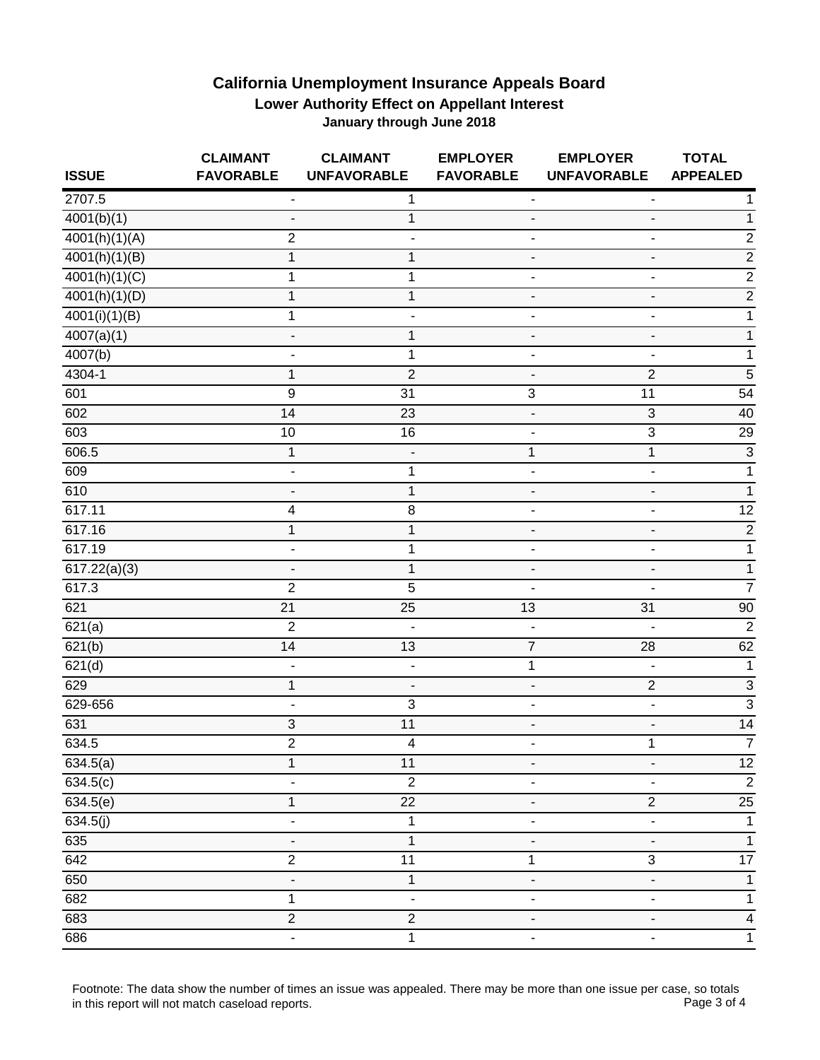# California Unemployment Insurance Appeals Board

## Lower Authority Effect on Appellant Interest

### January through June 2018

| ISSUE | CLAIMANT FAVORABLE | CLAIMANT UNFAVORABLE | EMPLOYER FAVORABLE | EMPLOYER UNFAVORABLE | TOTAL APPEALED |
|---|---|---|---|---|---|
| 2707.5 | - | 1 | - | - | 1 |
| 4001(b)(1) | - | 1 | - | - | 1 |
| 4001(h)(1)(A) | 2 | - | - | - | 2 |
| 4001(h)(1)(B) | 1 | 1 | - | - | 2 |
| 4001(h)(1)(C) | 1 | 1 | - | - | 2 |
| 4001(h)(1)(D) | 1 | 1 | - | - | 2 |
| 4001(i)(1)(B) | 1 | - | - | - | 1 |
| 4007(a)(1) | - | 1 | - | - | 1 |
| 4007(b) | - | 1 | - | - | 1 |
| 4304-1 | 1 | 2 | - | 2 | 5 |
| 601 | 9 | 31 | 3 | 11 | 54 |
| 602 | 14 | 23 | - | 3 | 40 |
| 603 | 10 | 16 | - | 3 | 29 |
| 606.5 | 1 | - | 1 | 1 | 3 |
| 609 | - | 1 | - | - | 1 |
| 610 | - | 1 | - | - | 1 |
| 617.11 | 4 | 8 | - | - | 12 |
| 617.16 | 1 | 1 | - | - | 2 |
| 617.19 | - | 1 | - | - | 1 |
| 617.22(a)(3) | - | 1 | - | - | 1 |
| 617.3 | 2 | 5 | - | - | 7 |
| 621 | 21 | 25 | 13 | 31 | 90 |
| 621(a) | 2 | - | - | - | 2 |
| 621(b) | 14 | 13 | 7 | 28 | 62 |
| 621(d) | - | - | 1 | - | 1 |
| 629 | 1 | - | - | 2 | 3 |
| 629-656 | - | 3 | - | - | 3 |
| 631 | 3 | 11 | - | - | 14 |
| 634.5 | 2 | 4 | - | 1 | 7 |
| 634.5(a) | 1 | 11 | - | - | 12 |
| 634.5(c) | - | 2 | - | - | 2 |
| 634.5(e) | 1 | 22 | - | 2 | 25 |
| 634.5(j) | - | 1 | - | - | 1 |
| 635 | - | 1 | - | - | 1 |
| 642 | 2 | 11 | 1 | 3 | 17 |
| 650 | - | 1 | - | - | 1 |
| 682 | 1 | - | - | - | 1 |
| 683 | 2 | 2 | - | - | 4 |
| 686 | - | 1 | - | - | 1 |

Footnote: The data show the number of times an issue was appealed. There may be more than one issue per case, so totals in this report will not match caseload reports.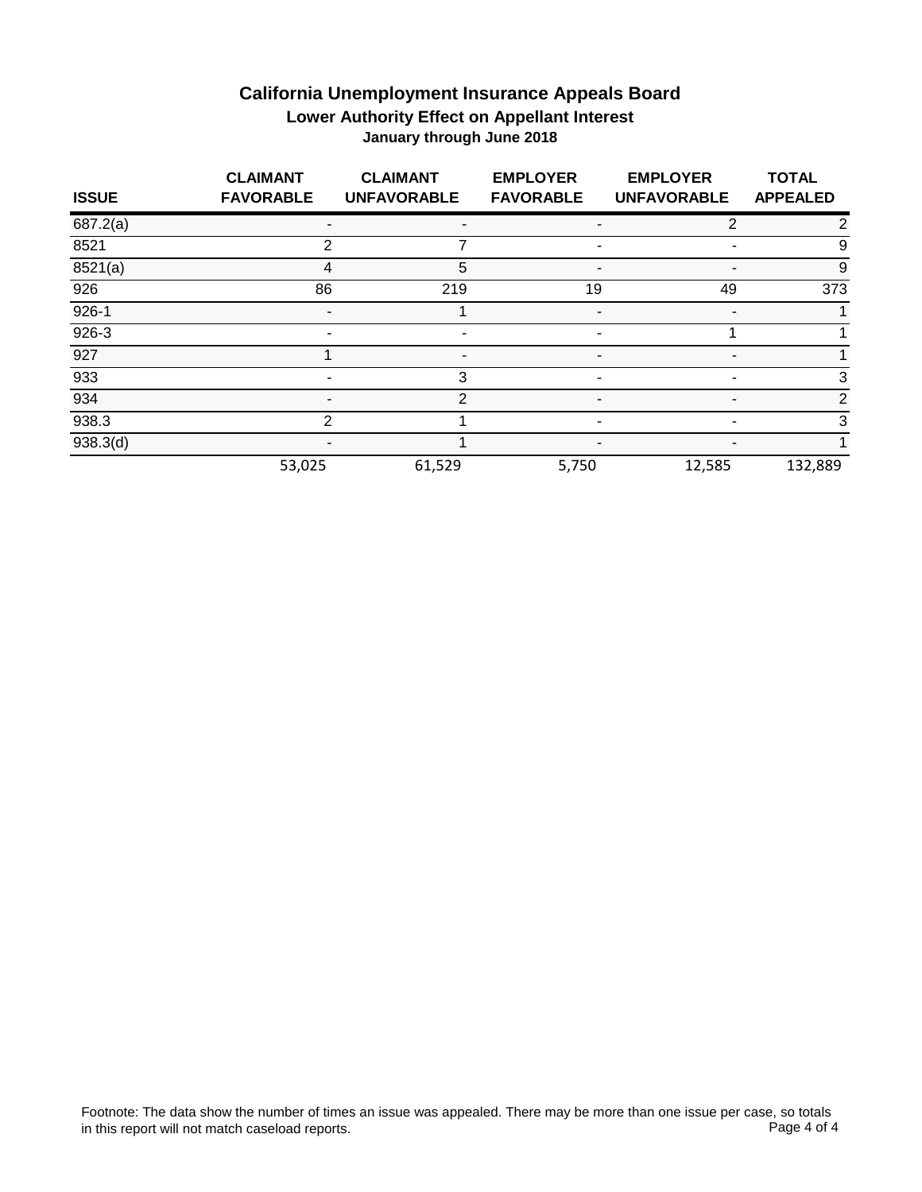# California Unemployment Insurance Appeals Board

## Lower Authority Effect on Appellant Interest

### January through June 2018

| ISSUE | CLAIMANT FAVORABLE | CLAIMANT UNFAVORABLE | EMPLOYER FAVORABLE | EMPLOYER UNFAVORABLE | TOTAL APPEALED |
|---|---|---|---|---|---|
| 687.2(a) | - | - | - | 2 | 2 |
| 8521 | 2 | 7 | - | - | 9 |
| 8521(a) | 4 | 5 | - | - | 9 |
| 926 | 86 | 219 | 19 | 49 | 373 |
| 926-1 | - | 1 | - | - | 1 |
| 926-3 | - | - | - | 1 | 1 |
| 927 | 1 | - | - | - | 1 |
| 933 | - | 3 | - | - | 3 |
| 934 | - | 2 | - | - | 2 |
| 938.3 | 2 | 1 | - | - | 3 |
| 938.3(d) | - | 1 | - | - | 1 |
| | 53,025 | 61,529 | 5,750 | 12,585 | 132,889 |

Footnote: The data show the number of times an issue was appealed. There may be more than one issue per case, so totals in this report will not match caseload reports.